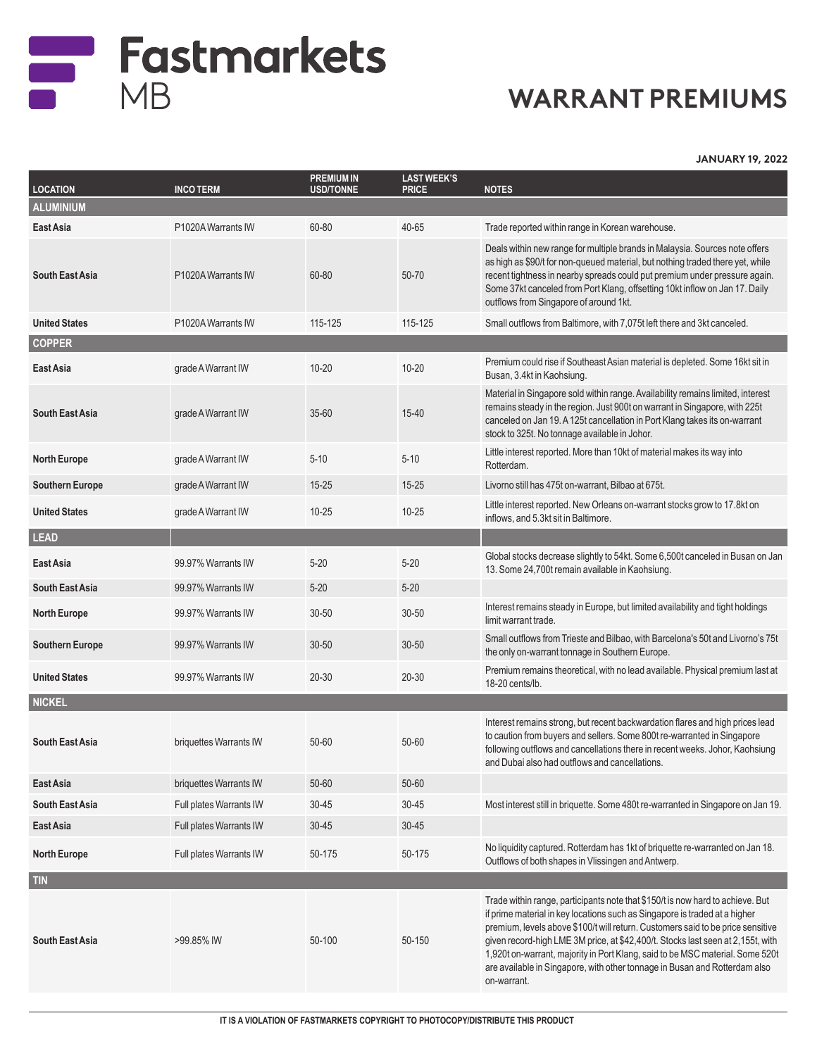# Fastmarkets MB

## WARRANT PREMIUMS

**JANUARY 19, 2022**

| LOCATION | INCO TERM | PREMIUM IN USD/TONNE | LAST WEEK'S PRICE | NOTES |
|---|---|---|---|---|
| **ALUMINIUM** | | | | |
| **East Asia** | P1020A Warrants IW | 60-80 | 40-65 | Trade reported within range in Korean warehouse. |
| **South East Asia** | P1020A Warrants IW | 60-80 | 50-70 | Deals within new range for multiple brands in Malaysia. Sources note offers as high as $90/t for non-queued material, but nothing traded there yet, while recent tightness in nearby spreads could put premium under pressure again. Some 37kt canceled from Port Klang, offsetting 10kt inflow on Jan 17. Daily outflows from Singapore of around 1kt. |
| **United States** | P1020A Warrants IW | 115-125 | 115-125 | Small outflows from Baltimore, with 7,075t left there and 3kt canceled. |
| **COPPER** | | | | |
| **East Asia** | grade A Warrant IW | 10-20 | 10-20 | Premium could rise if Southeast Asian material is depleted. Some 16kt sit in Busan, 3.4kt in Kaohsiung. |
| **South East Asia** | grade A Warrant IW | 35-60 | 15-40 | Material in Singapore sold within range. Availability remains limited, interest remains steady in the region. Just 900t on warrant in Singapore, with 225t canceled on Jan 19. A 125t cancellation in Port Klang takes its on-warrant stock to 325t. No tonnage available in Johor. |
| **North Europe** | grade A Warrant IW | 5-10 | 5-10 | Little interest reported. More than 10kt of material makes its way into Rotterdam. |
| **Southern Europe** | grade A Warrant IW | 15-25 | 15-25 | Livorno still has 475t on-warrant, Bilbao at 675t. |
| **United States** | grade A Warrant IW | 10-25 | 10-25 | Little interest reported. New Orleans on-warrant stocks grow to 17.8kt on inflows, and 5.3kt sit in Baltimore. |
| **LEAD** | | | | |
| **East Asia** | 99.97% Warrants IW | 5-20 | 5-20 | Global stocks decrease slightly to 54kt. Some 6,500t canceled in Busan on Jan 13. Some 24,700t remain available in Kaohsiung. |
| **South East Asia** | 99.97% Warrants IW | 5-20 | 5-20 | |
| **North Europe** | 99.97% Warrants IW | 30-50 | 30-50 | Interest remains steady in Europe, but limited availability and tight holdings limit warrant trade. |
| **Southern Europe** | 99.97% Warrants IW | 30-50 | 30-50 | Small outflows from Trieste and Bilbao, with Barcelona's 50t and Livorno's 75t the only on-warrant tonnage in Southern Europe. |
| **United States** | 99.97% Warrants IW | 20-30 | 20-30 | Premium remains theoretical, with no lead available. Physical premium last at 18-20 cents/lb. |
| **NICKEL** | | | | |
| **South East Asia** | briquettes Warrants IW | 50-60 | 50-60 | Interest remains strong, but recent backwardation flares and high prices lead to caution from buyers and sellers. Some 800t re-warranted in Singapore following outflows and cancellations there in recent weeks. Johor, Kaohsiung and Dubai also had outflows and cancellations. |
| **East Asia** | briquettes Warrants IW | 50-60 | 50-60 | |
| **South East Asia** | Full plates Warrants IW | 30-45 | 30-45 | Most interest still in briquette. Some 480t re-warranted in Singapore on Jan 19. |
| **East Asia** | Full plates Warrants IW | 30-45 | 30-45 | |
| **North Europe** | Full plates Warrants IW | 50-175 | 50-175 | No liquidity captured. Rotterdam has 1kt of briquette re-warranted on Jan 18. Outflows of both shapes in Vlissingen and Antwerp. |
| **TIN** | | | | |
| **South East Asia** | >99.85% IW | 50-100 | 50-150 | Trade within range, participants note that $150/t is now hard to achieve. But if prime material in key locations such as Singapore is traded at a higher premium, levels above $100/t will return. Customers said to be price sensitive given record-high LME 3M price, at $42,400/t. Stocks last seen at 2,155t, with 1,920t on-warrant, majority in Port Klang, said to be MSC material. Some 520t are available in Singapore, with other tonnage in Busan and Rotterdam also on-warrant. |

IT IS A VIOLATION OF FASTMARKETS COPYRIGHT TO PHOTOCOPY/DISTRIBUTE THIS PRODUCT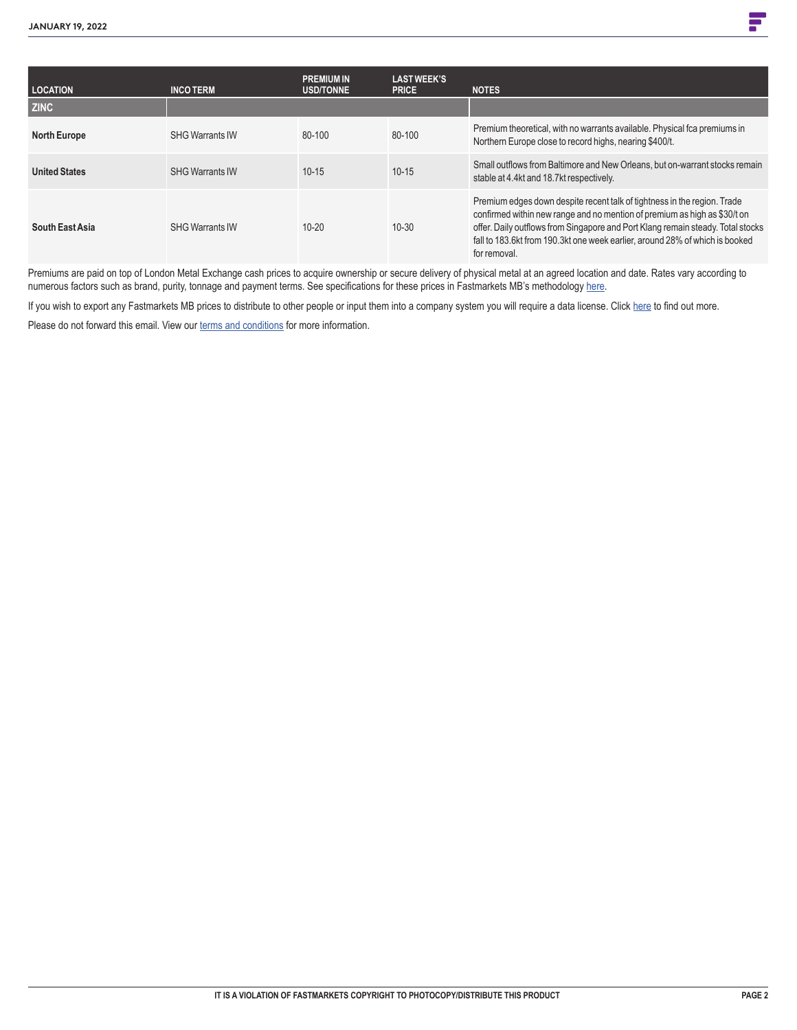| LOCATION | INCO TERM | PREMIUM IN USD/TONNE | LAST WEEK'S PRICE | NOTES |
|---|---|---|---|---|
| **ZINC** | | | | |
| **North Europe** | SHG Warrants IW | 80-100 | 80-100 | Premium theoretical, with no warrants available. Physical fca premiums in Northern Europe close to record highs, nearing $400/t. |
| **United States** | SHG Warrants IW | 10-15 | 10-15 | Small outflows from Baltimore and New Orleans, but on-warrant stocks remain stable at 4.4kt and 18.7kt respectively. |
| **South East Asia** | SHG Warrants IW | 10-20 | 10-30 | Premium edges down despite recent talk of tightness in the region. Trade confirmed within new range and no mention of premium as high as $30/t on offer. Daily outflows from Singapore and Port Klang remain steady. Total stocks fall to 183.6kt from 190.3kt one week earlier, around 28% of which is booked for removal. |

Premiums are paid on top of London Metal Exchange cash prices to acquire ownership or secure delivery of physical metal at an agreed location and date. Rates vary according to numerous factors such as brand, purity, tonnage and payment terms. See specifications for these prices in Fastmarkets MB's methodology here.

If you wish to export any Fastmarkets MB prices to distribute to other people or input them into a company system you will require a data license. Click here to find out more.

Please do not forward this email. View our terms and conditions for more information.